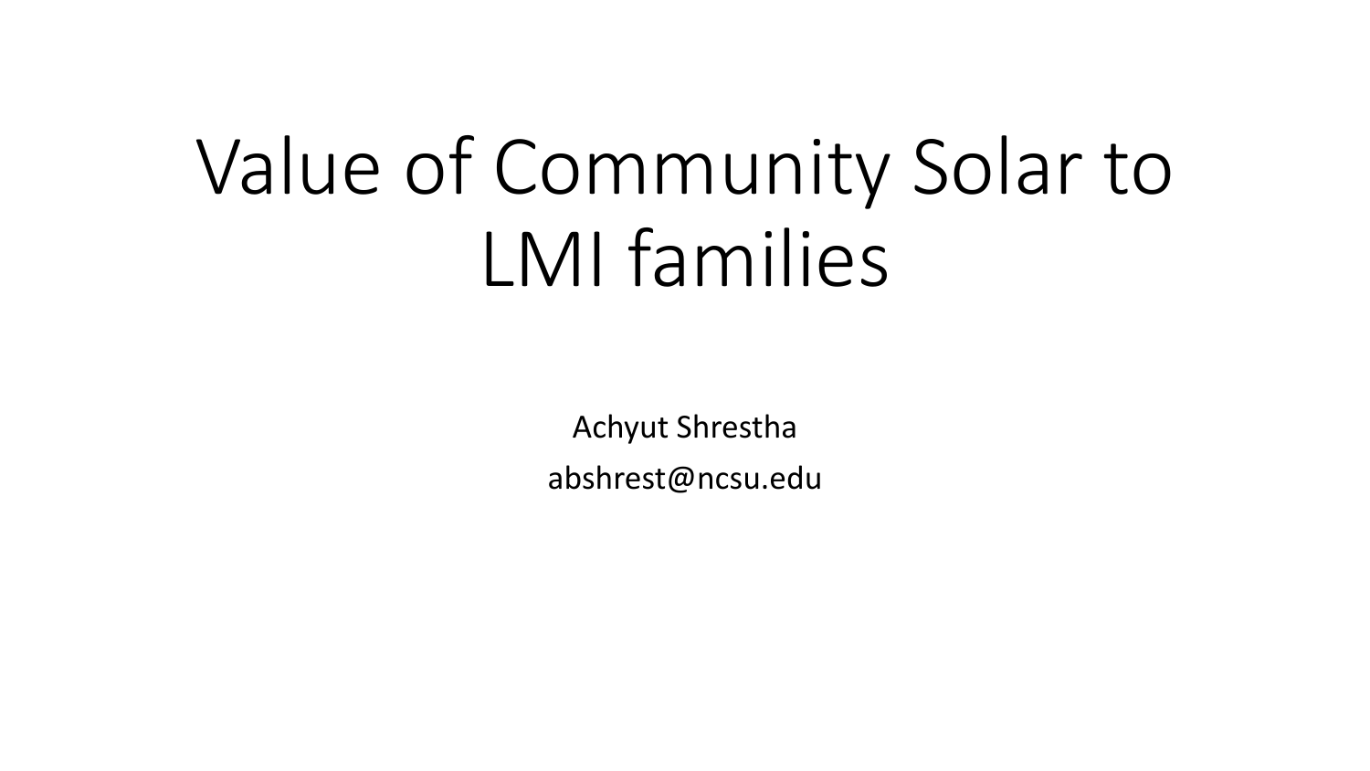# Value of Community Solar to LMI families

Achyut Shrestha

abshrest@ncsu.edu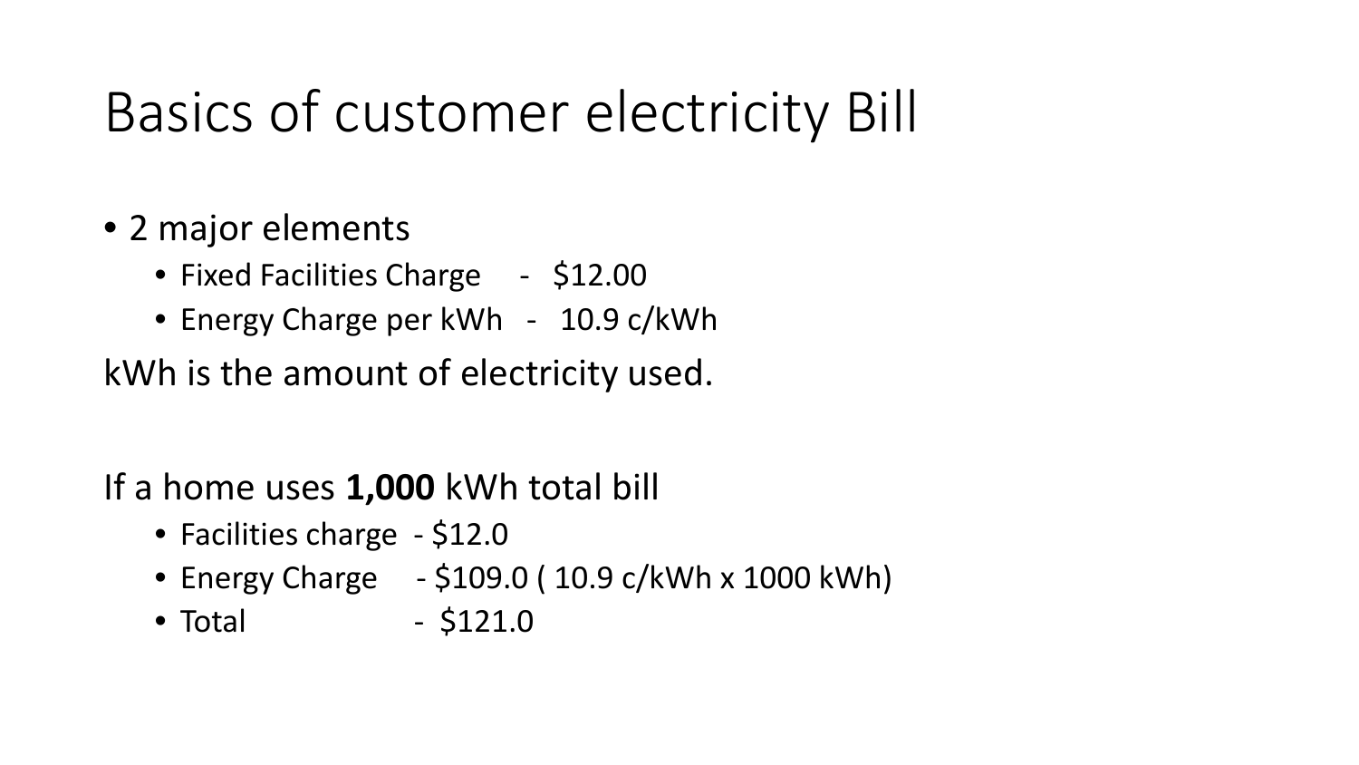# Basics of customer electricity Bill

- 2 major elements
  - Fixed Facilities Charge - $12.00
  - Energy Charge per kWh - 10.9 c/kWh

kWh is the amount of electricity used.

If a home uses **1,000** kWh total bill

- Facilities charge - $12.0
- Energy Charge - $109.0 ( 10.9 c/kWh x 1000 kWh)
- Total - $121.0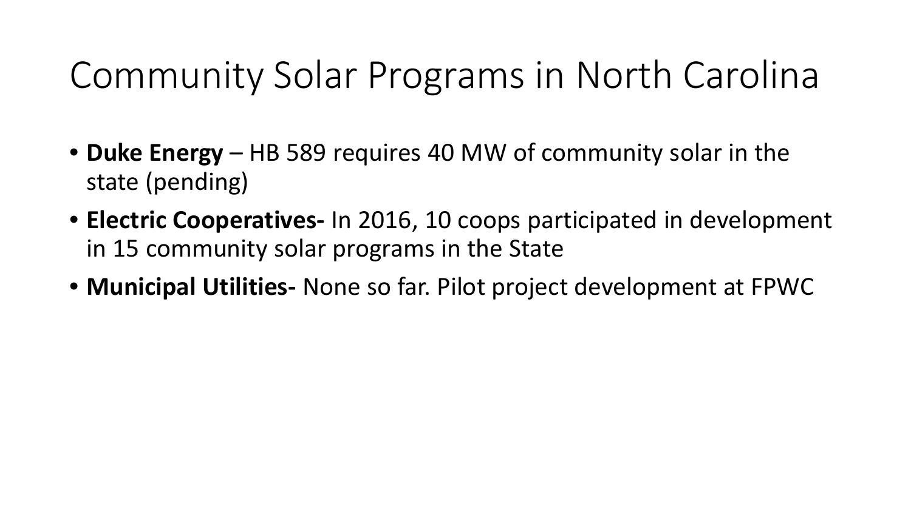# Community Solar Programs in North Carolina

- **Duke Energy** – HB 589 requires 40 MW of community solar in the state (pending)
- **Electric Cooperatives-** In 2016, 10 coops participated in development in 15 community solar programs in the State
- **Municipal Utilities-** None so far. Pilot project development at FPWC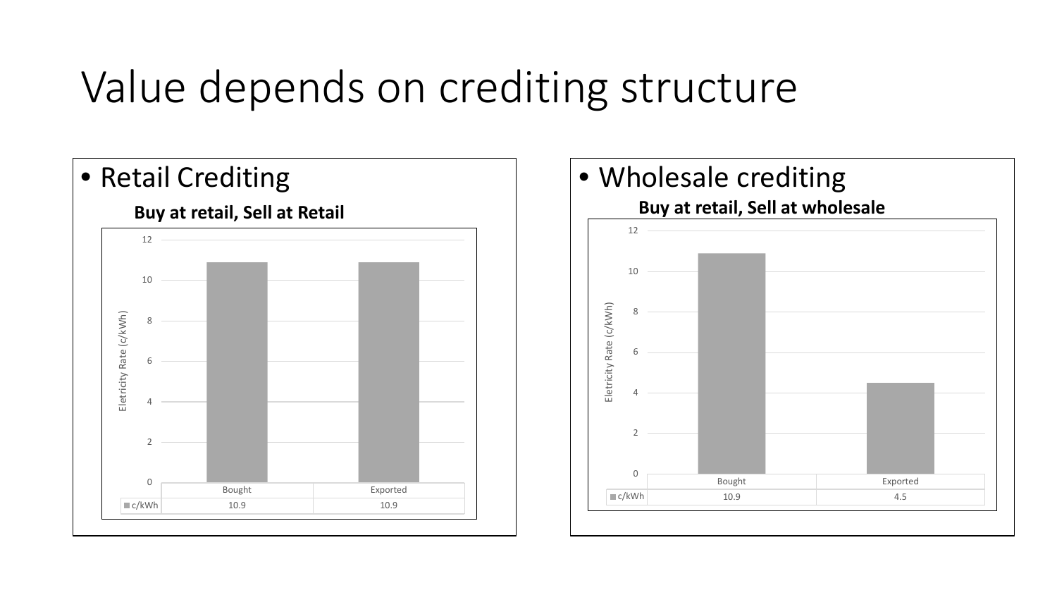# Value depends on crediting structure

- Retail Crediting

**Buy at retail, Sell at Retail**

| | Bought | Exported |
|---|---|---|
| c/kWh | 10.9 | 10.9 |

- Wholesale crediting

**Buy at retail, Sell at wholesale**

| | Bought | Exported |
|---|---|---|
| c/kWh | 10.9 | 4.5 |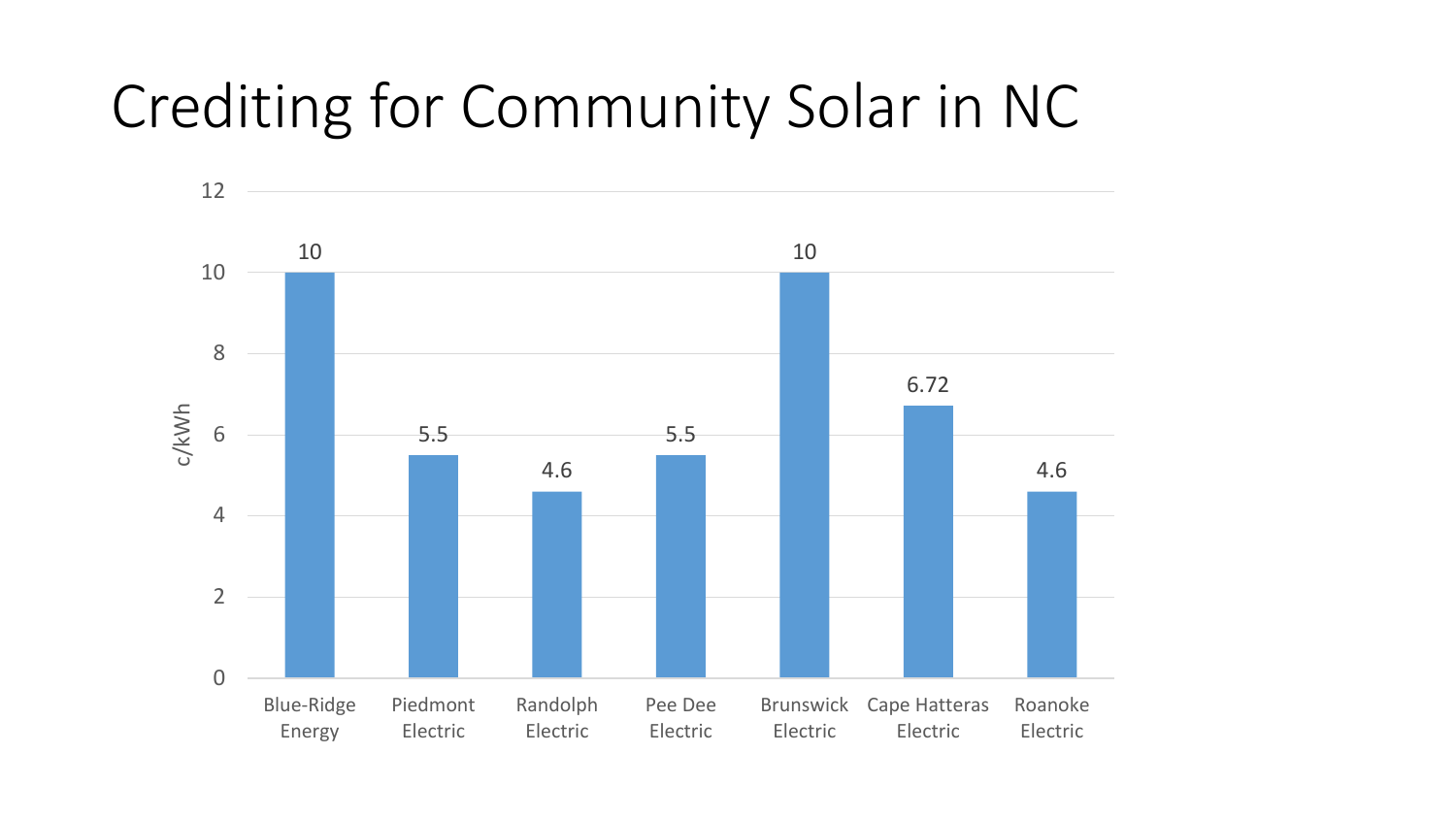# Crediting for Community Solar in NC

| Cooperative | c/kWh |
|---|---|
| Blue-Ridge Energy | 10 |
| Piedmont Electric | 5.5 |
| Randolph Electric | 4.6 |
| Pee Dee Electric | 5.5 |
| Brunswick Electric | 10 |
| Cape Hatteras Electric | 6.72 |
| Roanoke Electric | 4.6 |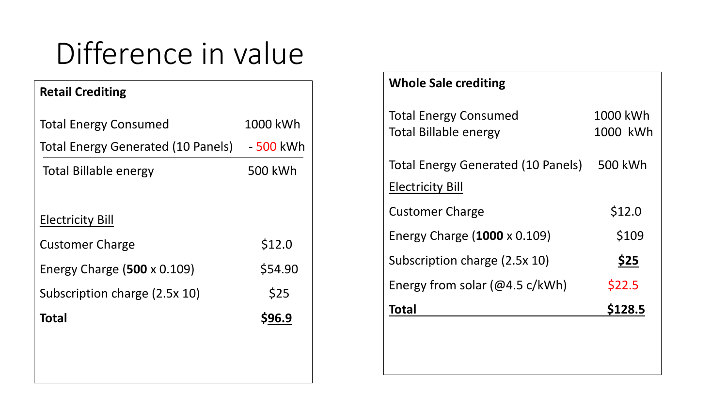# Difference in value

| Retail Crediting | |
|---|---|
| Total Energy Consumed | 1000 kWh |
| Total Energy Generated (10 Panels) | - 500 kWh |
| Total Billable energy | 500 kWh |
| Electricity Bill | |
| Customer Charge | $12.0 |
| Energy Charge (**500** x 0.109) | $54.90 |
| Subscription charge (2.5x 10) | $25 |
| **Total** | **$96.9** |

| Whole Sale crediting | |
|---|---|
| Total Energy Consumed | 1000 kWh |
| Total Billable energy | 1000 kWh |
| Total Energy Generated (10 Panels) | 500 kWh |
| Electricity Bill | |
| Customer Charge | $12.0 |
| Energy Charge (**1000** x 0.109) | $109 |
| Subscription charge (2.5x 10) | **$25** |
| Energy from solar (@4.5 c/kWh) | $22.5 |
| **Total** | **$128.5** |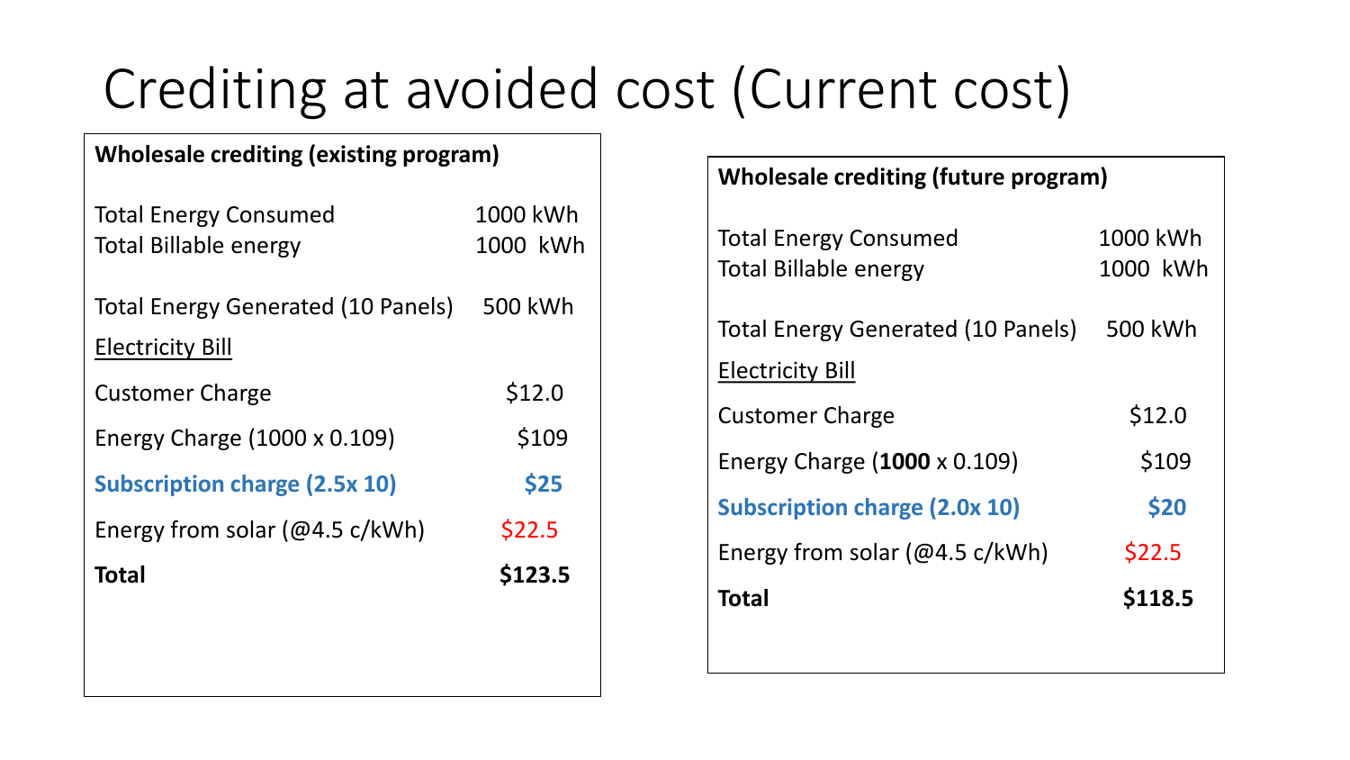# Crediting at avoided cost (Current cost)

| **Wholesale crediting (existing program)** | |
|---|---|
| Total Energy Consumed | 1000 kWh |
| Total Billable energy | 1000 kWh |
| Total Energy Generated (10 Panels) | 500 kWh |
| Electricity Bill | |
| Customer Charge | \$12.0 |
| Energy Charge (1000 x 0.109) | \$109 |
| **Subscription charge (2.5x 10)** | **\$25** |
| Energy from solar (@4.5 c/kWh) | \$22.5 |
| **Total** | **\$123.5** |

| **Wholesale crediting (future program)** | |
|---|---|
| Total Energy Consumed | 1000 kWh |
| Total Billable energy | 1000 kWh |
| Total Energy Generated (10 Panels) | 500 kWh |
| Electricity Bill | |
| Customer Charge | \$12.0 |
| Energy Charge (**1000** x 0.109) | \$109 |
| **Subscription charge (2.0x 10)** | **\$20** |
| Energy from solar (@4.5 c/kWh) | \$22.5 |
| **Total** | **\$118.5** |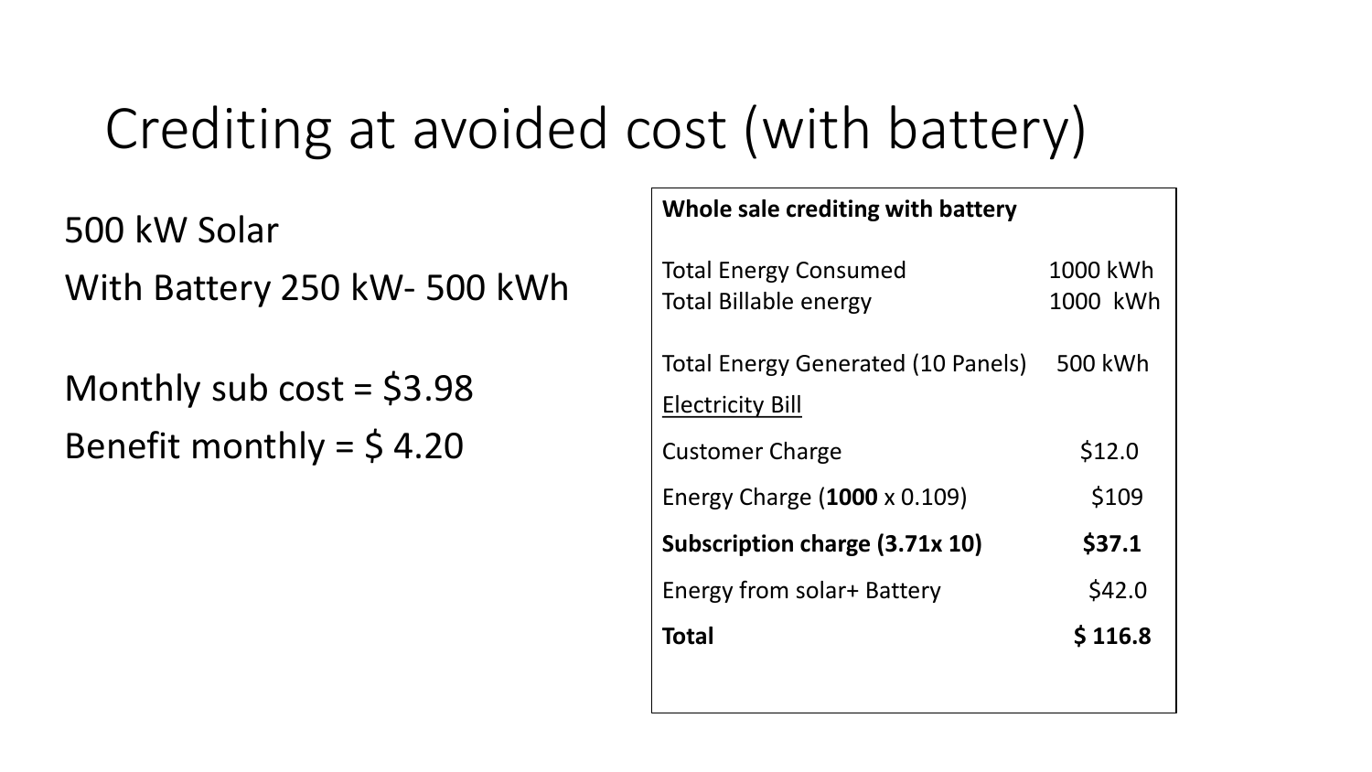# Crediting at avoided cost (with battery)

500 kW Solar

With Battery 250 kW- 500 kWh

Monthly sub cost = $3.98

Benefit monthly = $ 4.20

| **Whole sale crediting with battery** | |
|---|---|
| Total Energy Consumed | 1000 kWh |
| Total Billable energy | 1000 kWh |
| Total Energy Generated (10 Panels) | 500 kWh |
| Electricity Bill | |
| Customer Charge | $12.0 |
| Energy Charge (**1000** x 0.109) | $109 |
| **Subscription charge (3.71x 10)** | **$37.1** |
| Energy from solar+ Battery | $42.0 |
| **Total** | **$ 116.8** |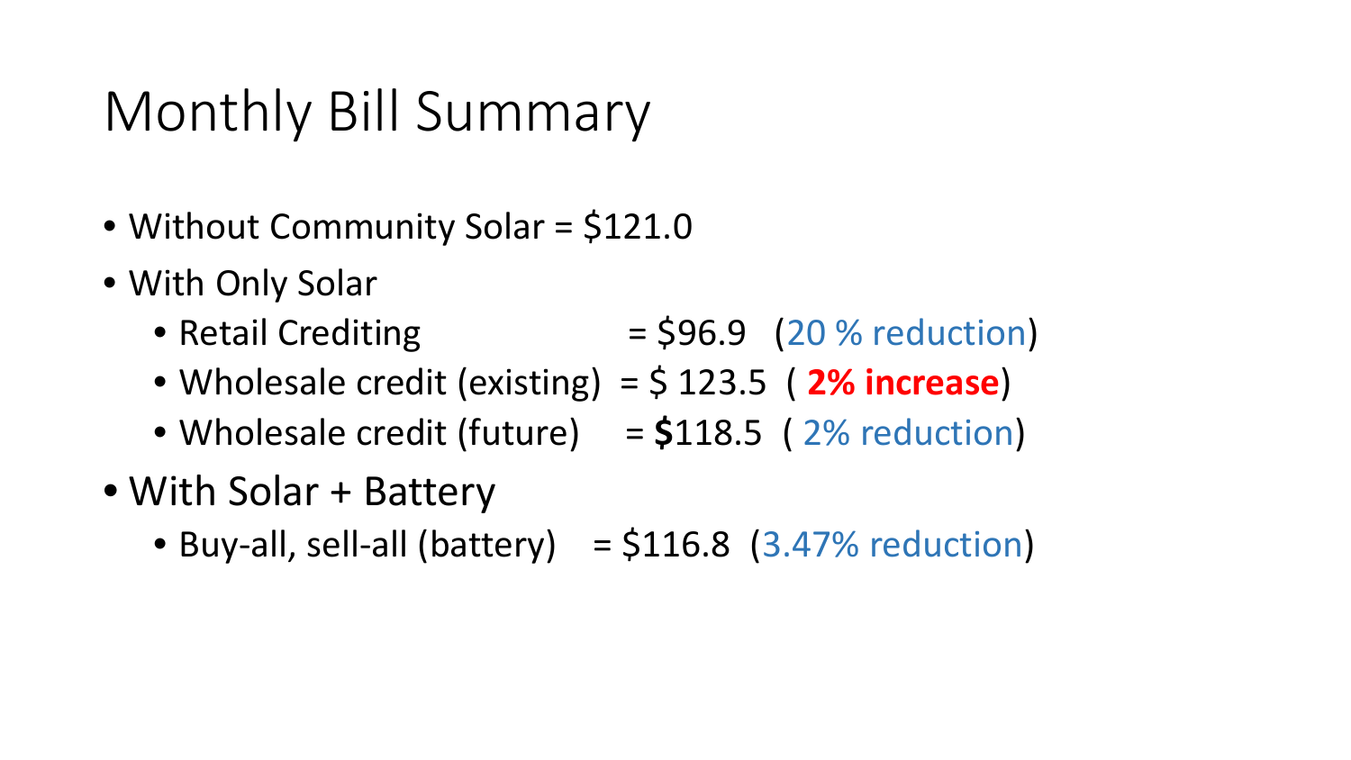# Monthly Bill Summary

- Without Community Solar = $121.0
- With Only Solar
  - Retail Crediting = $96.9 (20 % reduction)
  - Wholesale credit (existing) = $ 123.5 ( **2% increase**)
  - Wholesale credit (future) = **$**118.5 ( 2% reduction)
- With Solar + Battery
  - Buy-all, sell-all (battery) = $116.8 (3.47% reduction)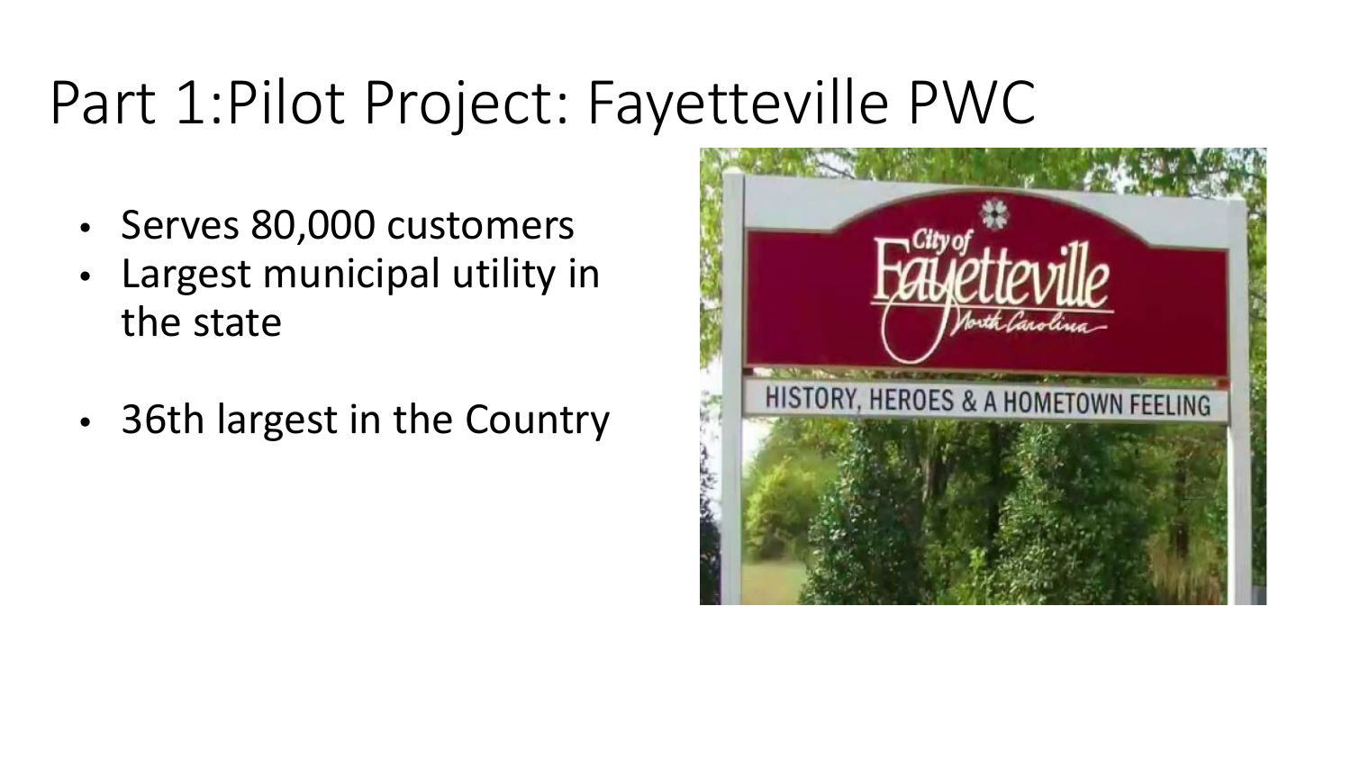# Part 1:Pilot Project: Fayetteville PWC

- Serves 80,000 customers
- Largest municipal utility in the state
- 36th largest in the Country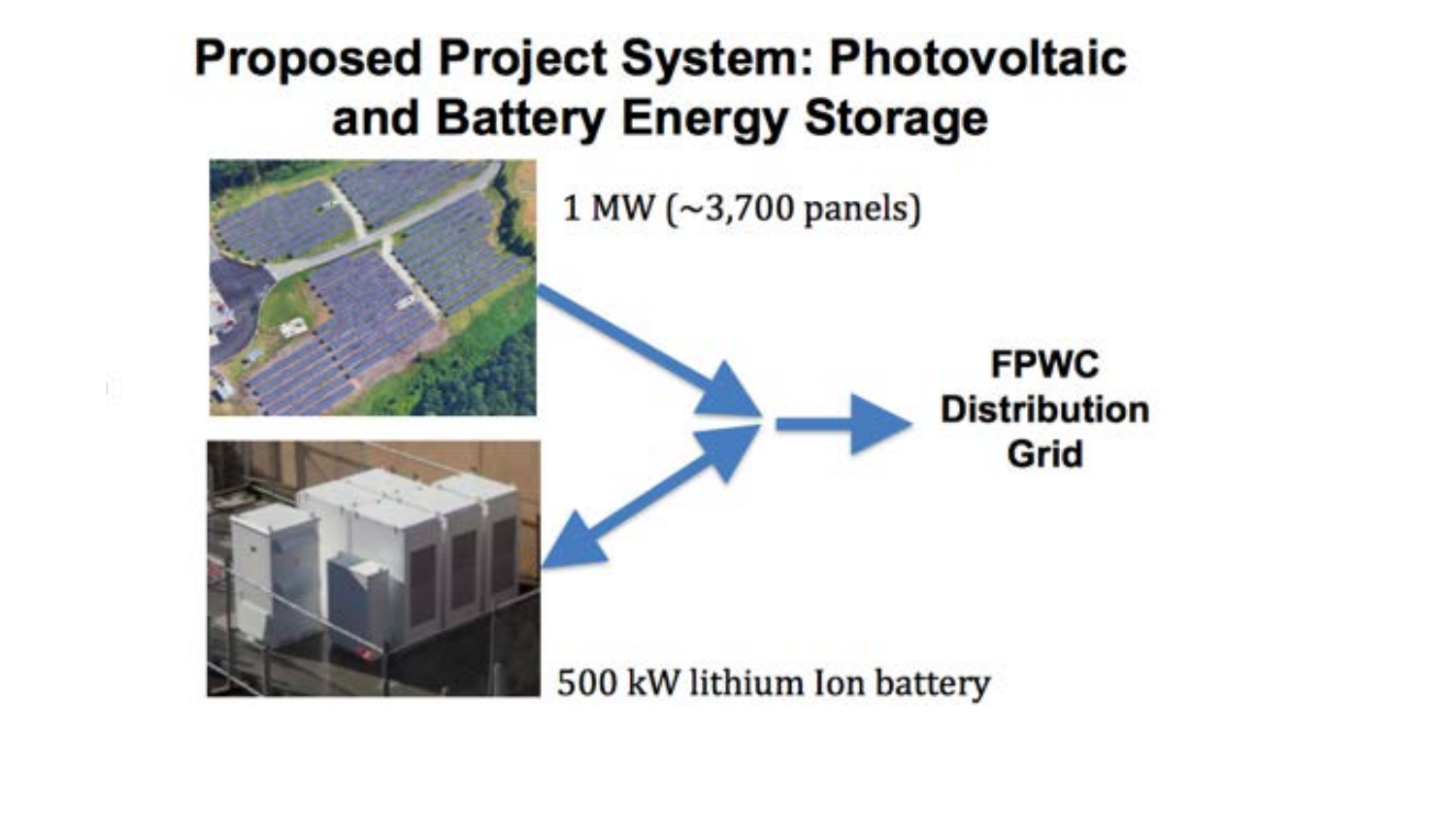# Proposed Project System: Photovoltaic and Battery Energy Storage

1 MW (~3,700 panels)

FPWC Distribution Grid

500 kW lithium Ion battery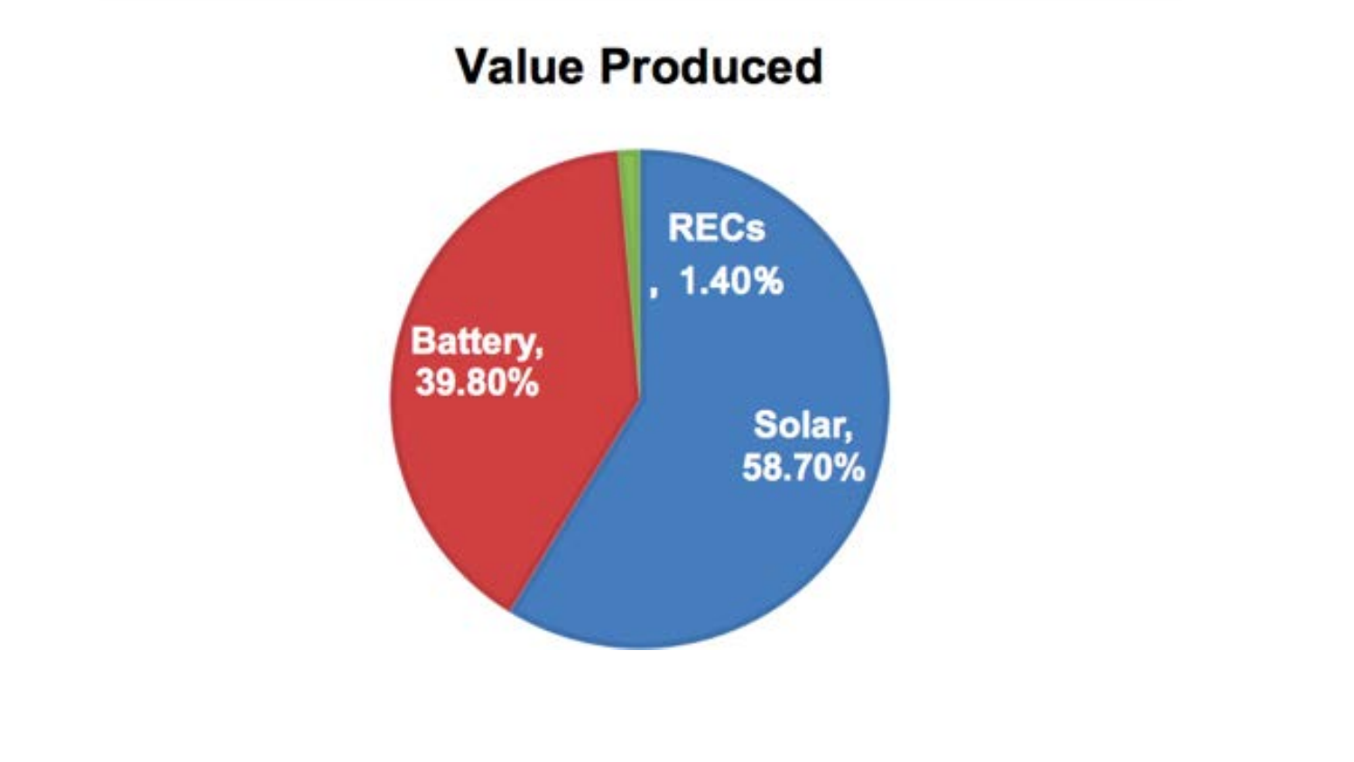## Value Produced

RECs, 1.40%

Battery, 39.80%

Solar, 58.70%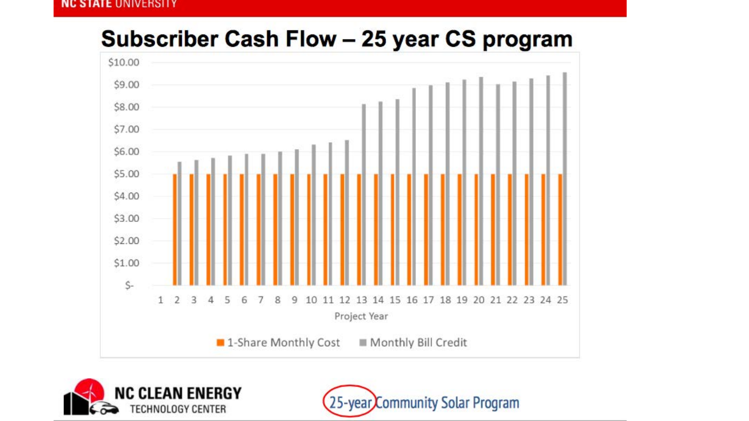# Subscriber Cash Flow – 25 year CS program

$10.00
$9.00
$8.00
$7.00
$6.00
$5.00
$4.00
$3.00
$2.00
$1.00
$-

1 2 3 4 5 6 7 8 9 10 11 12 13 14 15 16 17 18 19 20 21 22 23 24 25

Project Year

■ 1-Share Monthly Cost ■ Monthly Bill Credit

NC CLEAN ENERGY TECHNOLOGY CENTER

25-year Community Solar Program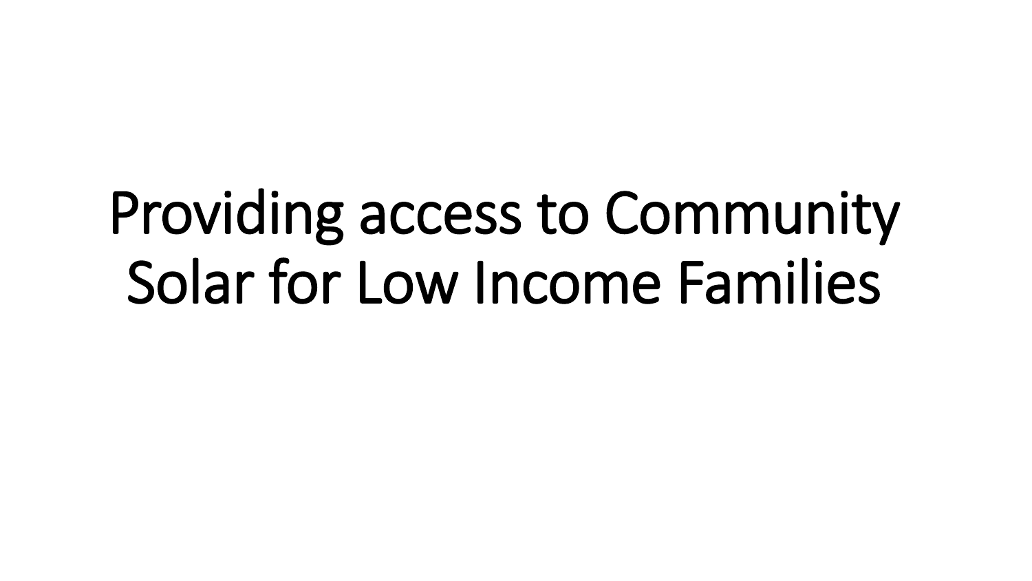# Providing access to Community Solar for Low Income Families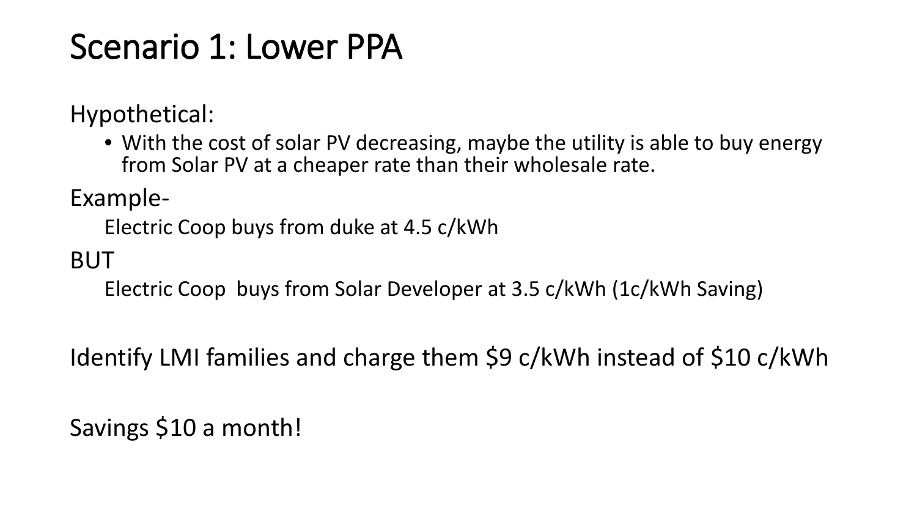# Scenario 1: Lower PPA

Hypothetical:

- With the cost of solar PV decreasing, maybe the utility is able to buy energy from Solar PV at a cheaper rate than their wholesale rate.

Example-

Electric Coop buys from duke at 4.5 c/kWh

BUT

Electric Coop  buys from Solar Developer at 3.5 c/kWh (1c/kWh Saving)

Identify LMI families and charge them $9 c/kWh instead of $10 c/kWh

Savings $10 a month!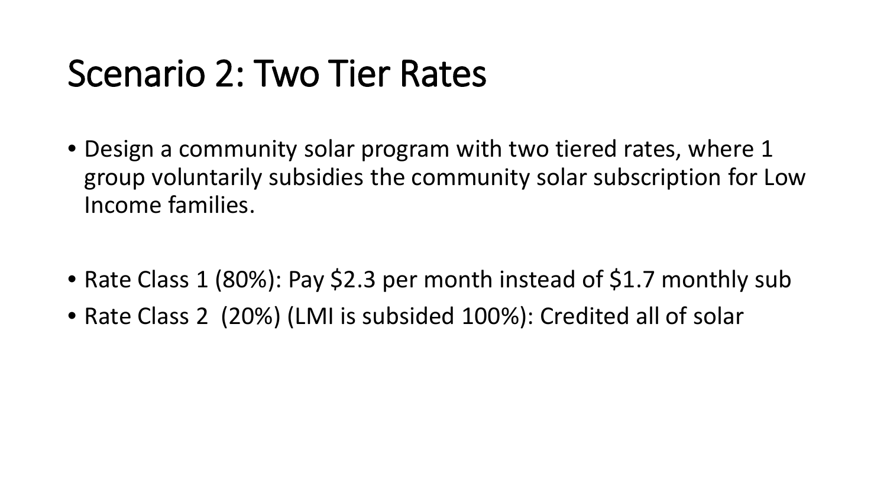# Scenario 2: Two Tier Rates

- Design a community solar program with two tiered rates, where 1 group voluntarily subsidies the community solar subscription for Low Income families.

- Rate Class 1 (80%): Pay $2.3 per month instead of $1.7 monthly sub
- Rate Class 2  (20%) (LMI is subsided 100%): Credited all of solar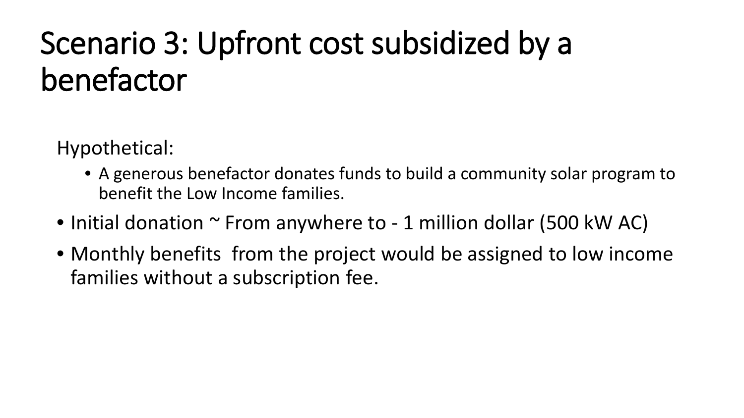# Scenario 3: Upfront cost subsidized by a benefactor

Hypothetical:

- A generous benefactor donates funds to build a community solar program to benefit the Low Income families.

- Initial donation ~ From anywhere to - 1 million dollar (500 kW AC)
- Monthly benefits from the project would be assigned to low income families without a subscription fee.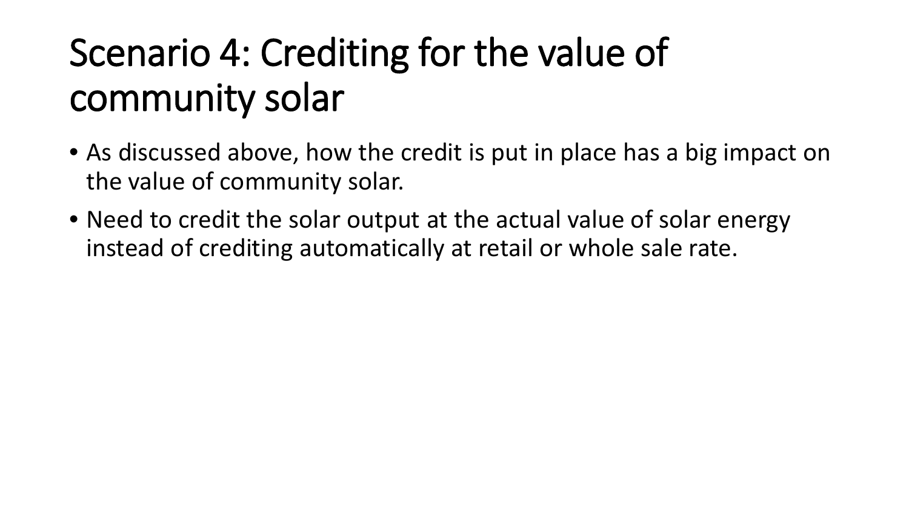# Scenario 4: Crediting for the value of community solar

- As discussed above, how the credit is put in place has a big impact on the value of community solar.
- Need to credit the solar output at the actual value of solar energy instead of crediting automatically at retail or whole sale rate.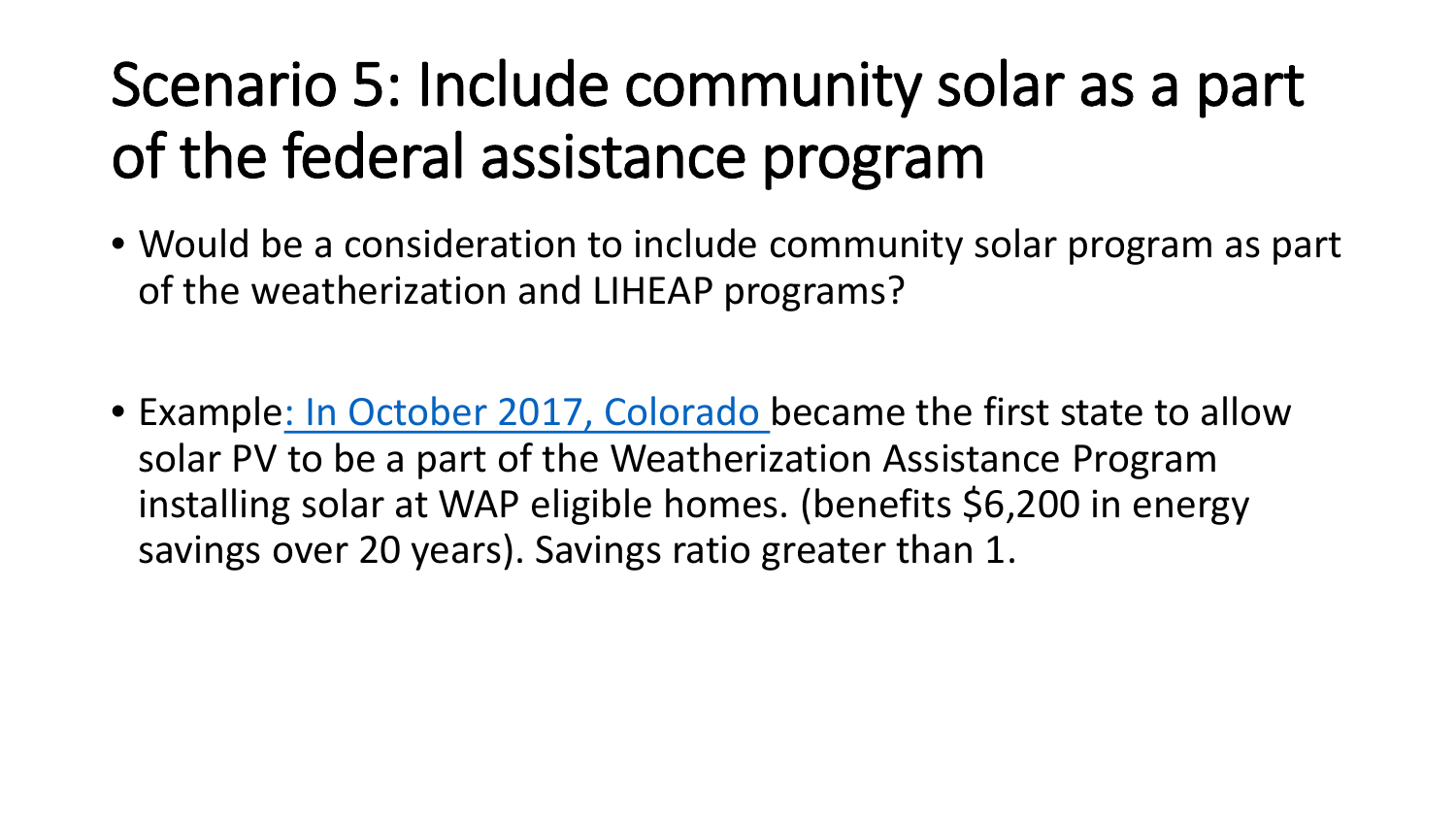# Scenario 5: Include community solar as a part of the federal assistance program

- Would be a consideration to include community solar program as part of the weatherization and LIHEAP programs?

- Example: In October 2017, Colorado became the first state to allow solar PV to be a part of the Weatherization Assistance Program installing solar at WAP eligible homes. (benefits $6,200 in energy savings over 20 years). Savings ratio greater than 1.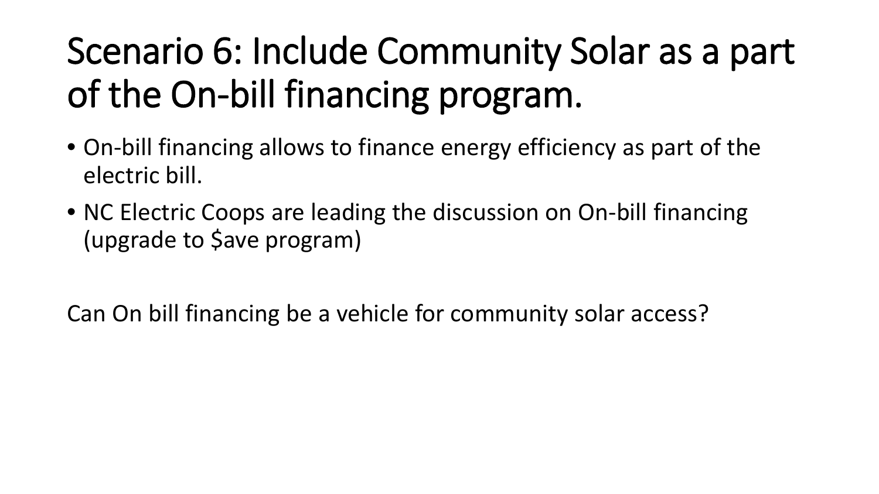# Scenario 6: Include Community Solar as a part of the On-bill financing program.

- On-bill financing allows to finance energy efficiency as part of the electric bill.
- NC Electric Coops are leading the discussion on On-bill financing (upgrade to $ave program)

Can On bill financing be a vehicle for community solar access?